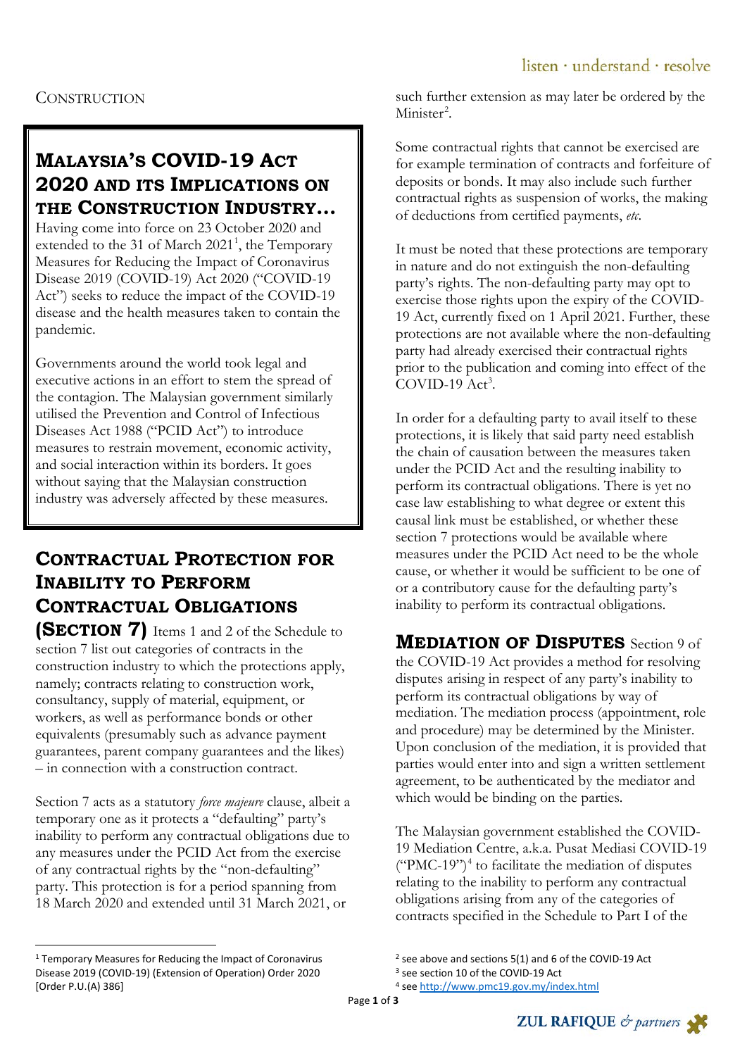CONSTRUCTION

# MALAYSIA'S COVID-19 ACT 2020 AND ITS IMPLICATIONS ON THE CONSTRUCTION INDUSTRY…

Having come into force on 23 October 2020 and extended to the 31 of March 2021[1], the Temporary Measures for Reducing the Impact of Coronavirus Disease 2019 (COVID-19) Act 2020 ("COVID-19 Act") seeks to reduce the impact of the COVID-19 disease and the health measures taken to contain the pandemic.

Governments around the world took legal and executive actions in an effort to stem the spread of the contagion. The Malaysian government similarly utilised the Prevention and Control of Infectious Diseases Act 1988 ("PCID Act") to introduce measures to restrain movement, economic activity, and social interaction within its borders. It goes without saying that the Malaysian construction industry was adversely affected by these measures.

## CONTRACTUAL PROTECTION FOR INABILITY TO PERFORM CONTRACTUAL OBLIGATIONS (SECTION 7)

Items 1 and 2 of the Schedule to section 7 list out categories of contracts in the construction industry to which the protections apply, namely; contracts relating to construction work, consultancy, supply of material, equipment, or workers, as well as performance bonds or other equivalents (presumably such as advance payment guarantees, parent company guarantees and the likes) – in connection with a construction contract.

Section 7 acts as a statutory *force majeure* clause, albeit a temporary one as it protects a "defaulting" party's inability to perform any contractual obligations due to any measures under the PCID Act from the exercise of any contractual rights by the "non-defaulting" party. This protection is for a period spanning from 18 March 2020 and extended until 31 March 2021, or such further extension as may later be ordered by the Minister[2].

Some contractual rights that cannot be exercised are for example termination of contracts and forfeiture of deposits or bonds. It may also include such further contractual rights as suspension of works, the making of deductions from certified payments, *etc.*

It must be noted that these protections are temporary in nature and do not extinguish the non-defaulting party's rights. The non-defaulting party may opt to exercise those rights upon the expiry of the COVID-19 Act, currently fixed on 1 April 2021. Further, these protections are not available where the non-defaulting party had already exercised their contractual rights prior to the publication and coming into effect of the COVID-19 Act[3].

In order for a defaulting party to avail itself to these protections, it is likely that said party need establish the chain of causation between the measures taken under the PCID Act and the resulting inability to perform its contractual obligations. There is yet no case law establishing to what degree or extent this causal link must be established, or whether these section 7 protections would be available where measures under the PCID Act need to be the whole cause, or whether it would be sufficient to be one of or a contributory cause for the defaulting party's inability to perform its contractual obligations.

## MEDIATION OF DISPUTES

Section 9 of the COVID-19 Act provides a method for resolving disputes arising in respect of any party's inability to perform its contractual obligations by way of mediation. The mediation process (appointment, role and procedure) may be determined by the Minister. Upon conclusion of the mediation, it is provided that parties would enter into and sign a written settlement agreement, to be authenticated by the mediator and which would be binding on the parties.

The Malaysian government established the COVID-19 Mediation Centre, a.k.a. Pusat Mediasi COVID-19 ("PMC-19")[4] to facilitate the mediation of disputes relating to the inability to perform any contractual obligations arising from any of the categories of contracts specified in the Schedule to Part I of the

---

[1] Temporary Measures for Reducing the Impact of Coronavirus Disease 2019 (COVID-19) (Extension of Operation) Order 2020 [Order P.U.(A) 386]

[2] see above and sections 5(1) and 6 of the COVID-19 Act

[3] see section 10 of the COVID-19 Act

[4] see http://www.pmc19.gov.my/index.html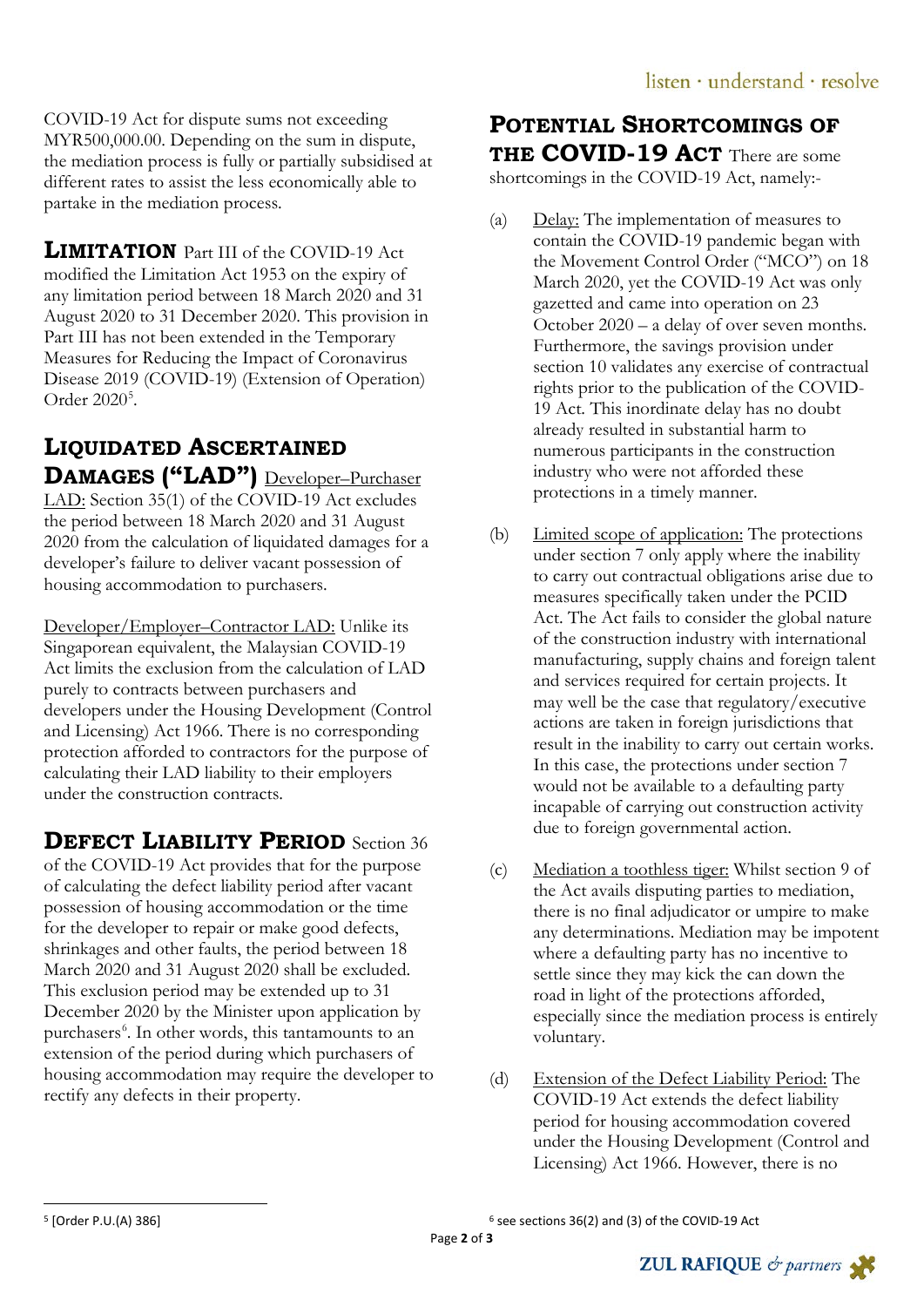COVID-19 Act for dispute sums not exceeding MYR500,000.00. Depending on the sum in dispute, the mediation process is fully or partially subsidised at different rates to assist the less economically able to partake in the mediation process.

## LIMITATION

Part III of the COVID-19 Act modified the Limitation Act 1953 on the expiry of any limitation period between 18 March 2020 and 31 August 2020 to 31 December 2020. This provision in Part III has not been extended in the Temporary Measures for Reducing the Impact of Coronavirus Disease 2019 (COVID-19) (Extension of Operation) Order 2020[5].

## LIQUIDATED ASCERTAINED DAMAGES ("LAD")

Developer–Purchaser LAD: Section 35(1) of the COVID-19 Act excludes the period between 18 March 2020 and 31 August 2020 from the calculation of liquidated damages for a developer's failure to deliver vacant possession of housing accommodation to purchasers.

Developer/Employer–Contractor LAD: Unlike its Singaporean equivalent, the Malaysian COVID-19 Act limits the exclusion from the calculation of LAD purely to contracts between purchasers and developers under the Housing Development (Control and Licensing) Act 1966. There is no corresponding protection afforded to contractors for the purpose of calculating their LAD liability to their employers under the construction contracts.

## DEFECT LIABILITY PERIOD

Section 36 of the COVID-19 Act provides that for the purpose of calculating the defect liability period after vacant possession of housing accommodation or the time for the developer to repair or make good defects, shrinkages and other faults, the period between 18 March 2020 and 31 August 2020 shall be excluded. This exclusion period may be extended up to 31 December 2020 by the Minister upon application by purchasers[6]. In other words, this tantamounts to an extension of the period during which purchasers of housing accommodation may require the developer to rectify any defects in their property.

## POTENTIAL SHORTCOMINGS OF THE COVID-19 ACT

There are some shortcomings in the COVID-19 Act, namely:-

(a) Delay: The implementation of measures to contain the COVID-19 pandemic began with the Movement Control Order ("MCO") on 18 March 2020, yet the COVID-19 Act was only gazetted and came into operation on 23 October 2020 – a delay of over seven months. Furthermore, the savings provision under section 10 validates any exercise of contractual rights prior to the publication of the COVID-19 Act. This inordinate delay has no doubt already resulted in substantial harm to numerous participants in the construction industry who were not afforded these protections in a timely manner.

(b) Limited scope of application: The protections under section 7 only apply where the inability to carry out contractual obligations arise due to measures specifically taken under the PCID Act. The Act fails to consider the global nature of the construction industry with international manufacturing, supply chains and foreign talent and services required for certain projects. It may well be the case that regulatory/executive actions are taken in foreign jurisdictions that result in the inability to carry out certain works. In this case, the protections under section 7 would not be available to a defaulting party incapable of carrying out construction activity due to foreign governmental action.

(c) Mediation a toothless tiger: Whilst section 9 of the Act avails disputing parties to mediation, there is no final adjudicator or umpire to make any determinations. Mediation may be impotent where a defaulting party has no incentive to settle since they may kick the can down the road in light of the protections afforded, especially since the mediation process is entirely voluntary.

(d) Extension of the Defect Liability Period: The COVID-19 Act extends the defect liability period for housing accommodation covered under the Housing Development (Control and Licensing) Act 1966. However, there is no

---

[5] [Order P.U.(A) 386]

[6] see sections 36(2) and (3) of the COVID-19 Act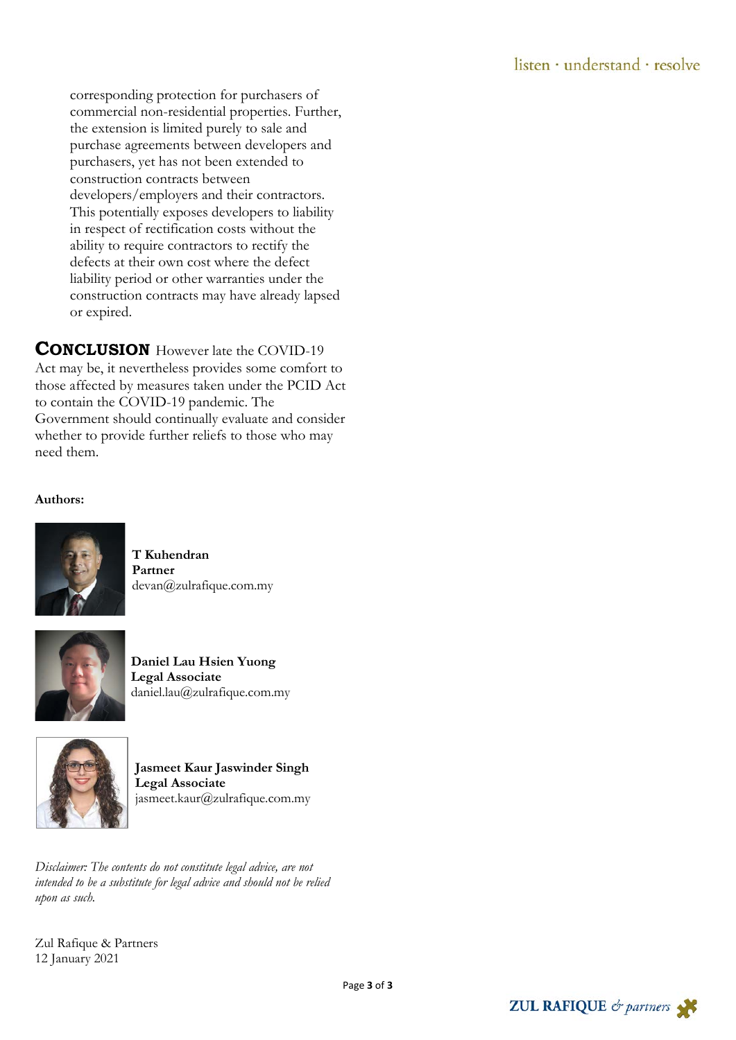corresponding protection for purchasers of commercial non-residential properties. Further, the extension is limited purely to sale and purchase agreements between developers and purchasers, yet has not been extended to construction contracts between developers/employers and their contractors. This potentially exposes developers to liability in respect of rectification costs without the ability to require contractors to rectify the defects at their own cost where the defect liability period or other warranties under the construction contracts may have already lapsed or expired.

**CONCLUSION** However late the COVID-19 Act may be, it nevertheless provides some comfort to those affected by measures taken under the PCID Act to contain the COVID-19 pandemic. The Government should continually evaluate and consider whether to provide further reliefs to those who may need them.

**Authors:**

**T Kuhendran**
**Partner**
devan@zulrafique.com.my

**Daniel Lau Hsien Yuong**
**Legal Associate**
daniel.lau@zulrafique.com.my

**Jasmeet Kaur Jaswinder Singh**
**Legal Associate**
jasmeet.kaur@zulrafique.com.my

*Disclaimer: The contents do not constitute legal advice, are not intended to be a substitute for legal advice and should not be relied upon as such.*

Zul Rafique & Partners
12 January 2021